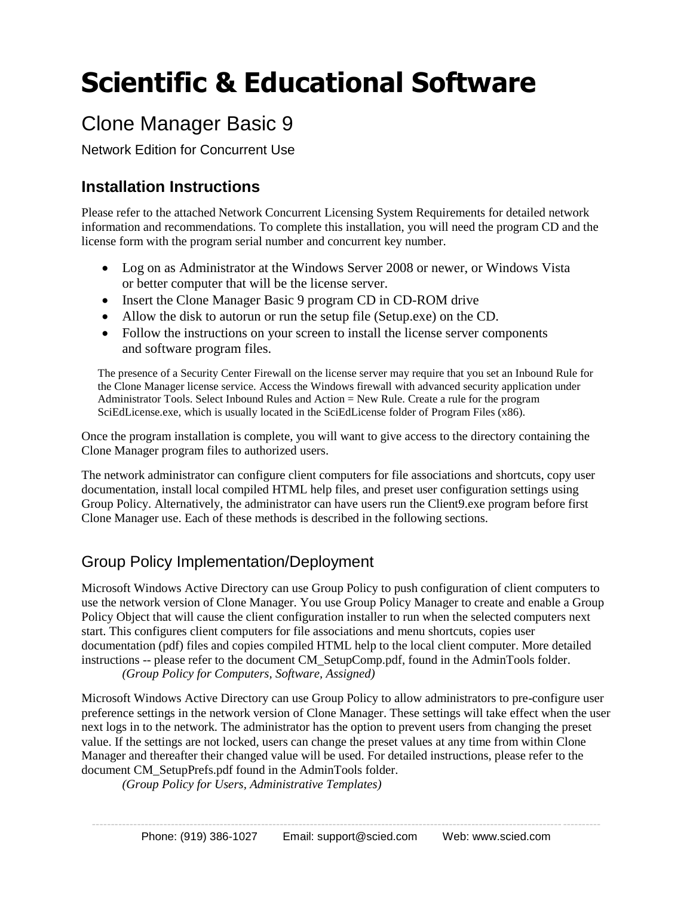# Scientific & Educational Software

## Clone Manager Basic 9

Network Edition for Concurrent Use

### Installation Instructions

Please refer to the attached Network Concurrent Licensing System Requirements for detailed network information and recommendations. To complete this installation, you will need the program CD and the license form with the program serial number and concurrent key number.

- Log on as Administrator at the Windows Server 2008 or newer, or Windows Vista or better computer that will be the license server.
- Insert the Clone Manager Basic 9 program CD in CD-ROM drive
- Allow the disk to autorun or run the setup file (Setup.exe) on the CD.
- Follow the instructions on your screen to install the license server components and software program files.

The presence of a Security Center Firewall on the license server may require that you set an Inbound Rule for the Clone Manager license service. Access the Windows firewall with advanced security application under Administrator Tools. Select Inbound Rules and Action = New Rule. Create a rule for the program SciEdLicense.exe, which is usually located in the SciEdLicense folder of Program Files (x86).

Once the program installation is complete, you will want to give access to the directory containing the Clone Manager program files to authorized users.

The network administrator can configure client computers for file associations and shortcuts, copy user documentation, install local compiled HTML help files, and preset user configuration settings using Group Policy. Alternatively, the administrator can have users run the Client9.exe program before first Clone Manager use. Each of these methods is described in the following sections.

### Group Policy Implementation/Deployment

Microsoft Windows Active Directory can use Group Policy to push configuration of client computers to use the network version of Clone Manager. You use Group Policy Manager to create and enable a Group Policy Object that will cause the client configuration installer to run when the selected computers next start. This configures client computers for file associations and menu shortcuts, copies user documentation (pdf) files and copies compiled HTML help to the local client computer. More detailed instructions -- please refer to the document CM_SetupComp.pdf, found in the AdminTools folder.

*(Group Policy for Computers, Software, Assigned)*

Microsoft Windows Active Directory can use Group Policy to allow administrators to pre-configure user preference settings in the network version of Clone Manager. These settings will take effect when the user next logs in to the network. The administrator has the option to prevent users from changing the preset value. If the settings are not locked, users can change the preset values at any time from within Clone Manager and thereafter their changed value will be used. For detailed instructions, please refer to the document CM_SetupPrefs.pdf found in the AdminTools folder.

*(Group Policy for Users, Administrative Templates)*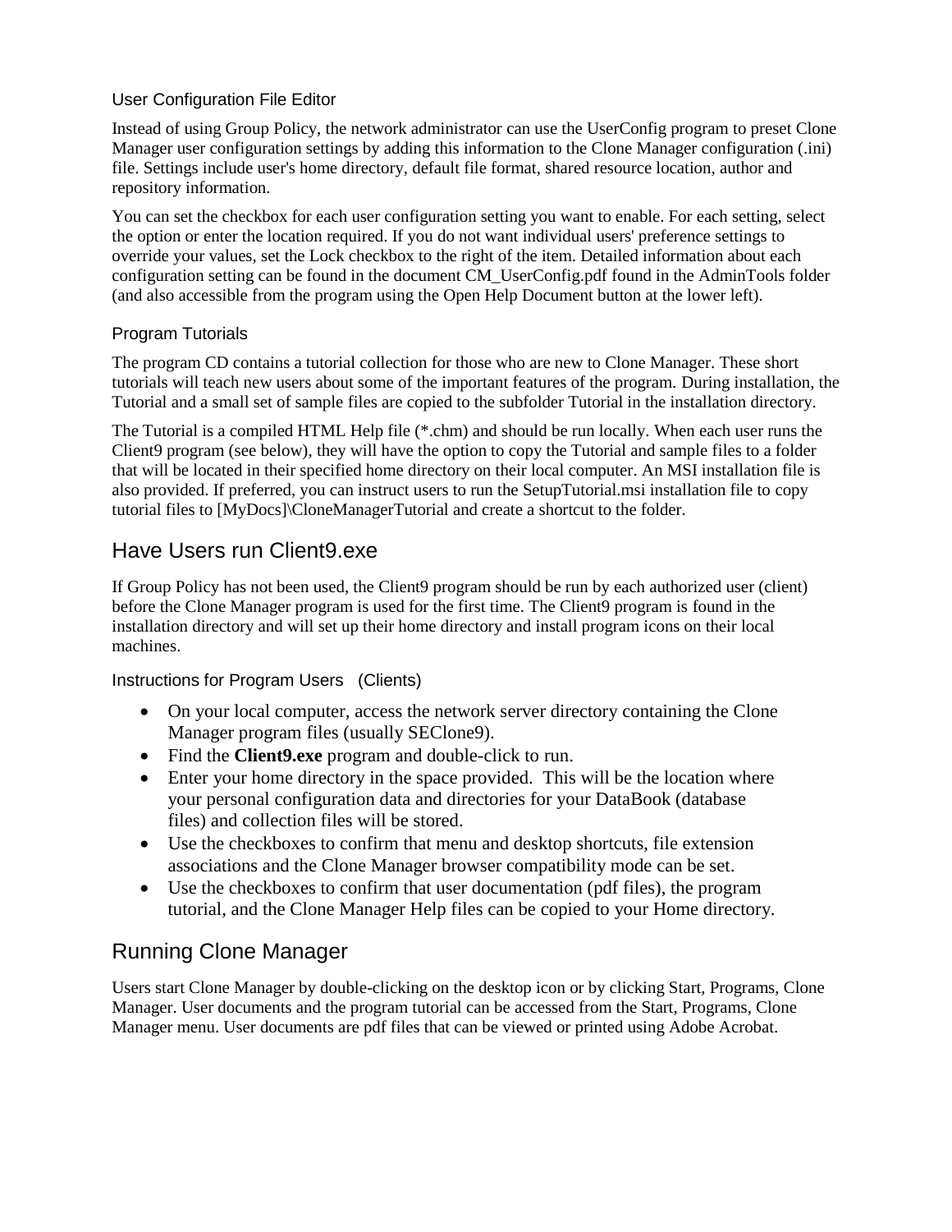### User Configuration File Editor

Instead of using Group Policy, the network administrator can use the UserConfig program to preset Clone Manager user configuration settings by adding this information to the Clone Manager configuration (.ini) file. Settings include user's home directory, default file format, shared resource location, author and repository information.

You can set the checkbox for each user configuration setting you want to enable. For each setting, select the option or enter the location required. If you do not want individual users' preference settings to override your values, set the Lock checkbox to the right of the item. Detailed information about each configuration setting can be found in the document CM_UserConfig.pdf found in the AdminTools folder (and also accessible from the program using the Open Help Document button at the lower left).

### Program Tutorials

The program CD contains a tutorial collection for those who are new to Clone Manager. These short tutorials will teach new users about some of the important features of the program. During installation, the Tutorial and a small set of sample files are copied to the subfolder Tutorial in the installation directory.

The Tutorial is a compiled HTML Help file (*.chm) and should be run locally. When each user runs the Client9 program (see below), they will have the option to copy the Tutorial and sample files to a folder that will be located in their specified home directory on their local computer. An MSI installation file is also provided. If preferred, you can instruct users to run the SetupTutorial.msi installation file to copy tutorial files to [MyDocs]\CloneManagerTutorial and create a shortcut to the folder.

## Have Users run Client9.exe

If Group Policy has not been used, the Client9 program should be run by each authorized user (client) before the Clone Manager program is used for the first time. The Client9 program is found in the installation directory and will set up their home directory and install program icons on their local machines.

### Instructions for Program Users (Clients)

- On your local computer, access the network server directory containing the Clone Manager program files (usually SEClone9).
- Find the **Client9.exe** program and double-click to run.
- Enter your home directory in the space provided. This will be the location where your personal configuration data and directories for your DataBook (database files) and collection files will be stored.
- Use the checkboxes to confirm that menu and desktop shortcuts, file extension associations and the Clone Manager browser compatibility mode can be set.
- Use the checkboxes to confirm that user documentation (pdf files), the program tutorial, and the Clone Manager Help files can be copied to your Home directory.

## Running Clone Manager

Users start Clone Manager by double-clicking on the desktop icon or by clicking Start, Programs, Clone Manager. User documents and the program tutorial can be accessed from the Start, Programs, Clone Manager menu. User documents are pdf files that can be viewed or printed using Adobe Acrobat.